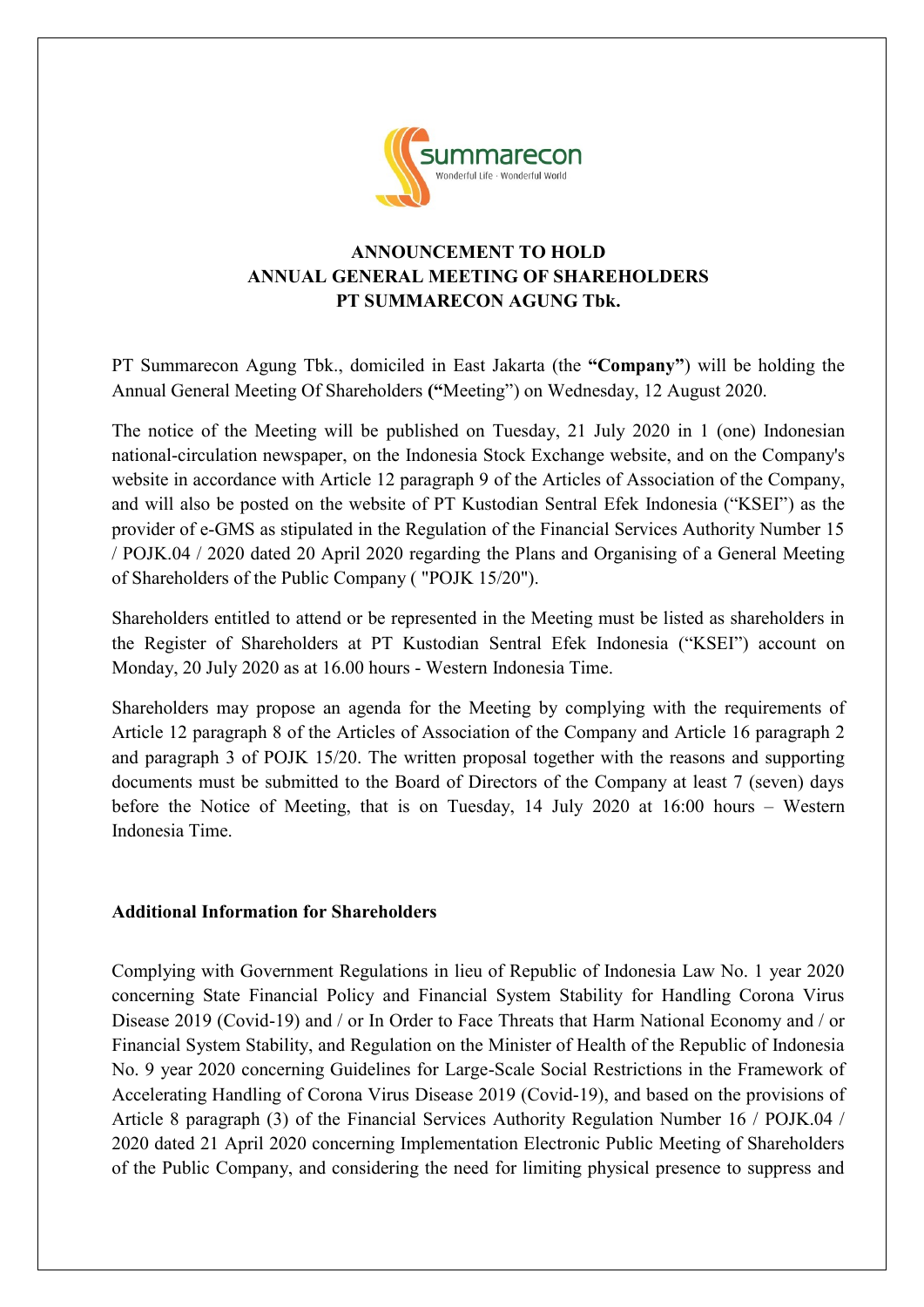# ANNOUNCEMENT TO HOLD ANNUAL GENERAL MEETING OF SHAREHOLDERS PT SUMMARECON AGUNG Tbk.

PT Summarecon Agung Tbk., domiciled in East Jakarta (the **"Company"**) will be holding the Annual General Meeting Of Shareholders **("**Meeting") on Wednesday, 12 August 2020.

The notice of the Meeting will be published on Tuesday, 21 July 2020 in 1 (one) Indonesian national-circulation newspaper, on the Indonesia Stock Exchange website, and on the Company's website in accordance with Article 12 paragraph 9 of the Articles of Association of the Company, and will also be posted on the website of PT Kustodian Sentral Efek Indonesia ("KSEI") as the provider of e-GMS as stipulated in the Regulation of the Financial Services Authority Number 15 / POJK.04 / 2020 dated 20 April 2020 regarding the Plans and Organising of a General Meeting of Shareholders of the Public Company ( "POJK 15/20").

Shareholders entitled to attend or be represented in the Meeting must be listed as shareholders in the Register of Shareholders at PT Kustodian Sentral Efek Indonesia ("KSEI") account on Monday, 20 July 2020 as at 16.00 hours - Western Indonesia Time.

Shareholders may propose an agenda for the Meeting by complying with the requirements of Article 12 paragraph 8 of the Articles of Association of the Company and Article 16 paragraph 2 and paragraph 3 of POJK 15/20. The written proposal together with the reasons and supporting documents must be submitted to the Board of Directors of the Company at least 7 (seven) days before the Notice of Meeting, that is on Tuesday, 14 July 2020 at 16:00 hours – Western Indonesia Time.

**Additional Information for Shareholders**

Complying with Government Regulations in lieu of Republic of Indonesia Law No. 1 year 2020 concerning State Financial Policy and Financial System Stability for Handling Corona Virus Disease 2019 (Covid-19) and / or In Order to Face Threats that Harm National Economy and / or Financial System Stability, and Regulation on the Minister of Health of the Republic of Indonesia No. 9 year 2020 concerning Guidelines for Large-Scale Social Restrictions in the Framework of Accelerating Handling of Corona Virus Disease 2019 (Covid-19), and based on the provisions of Article 8 paragraph (3) of the Financial Services Authority Regulation Number 16 / POJK.04 / 2020 dated 21 April 2020 concerning Implementation Electronic Public Meeting of Shareholders of the Public Company, and considering the need for limiting physical presence to suppress and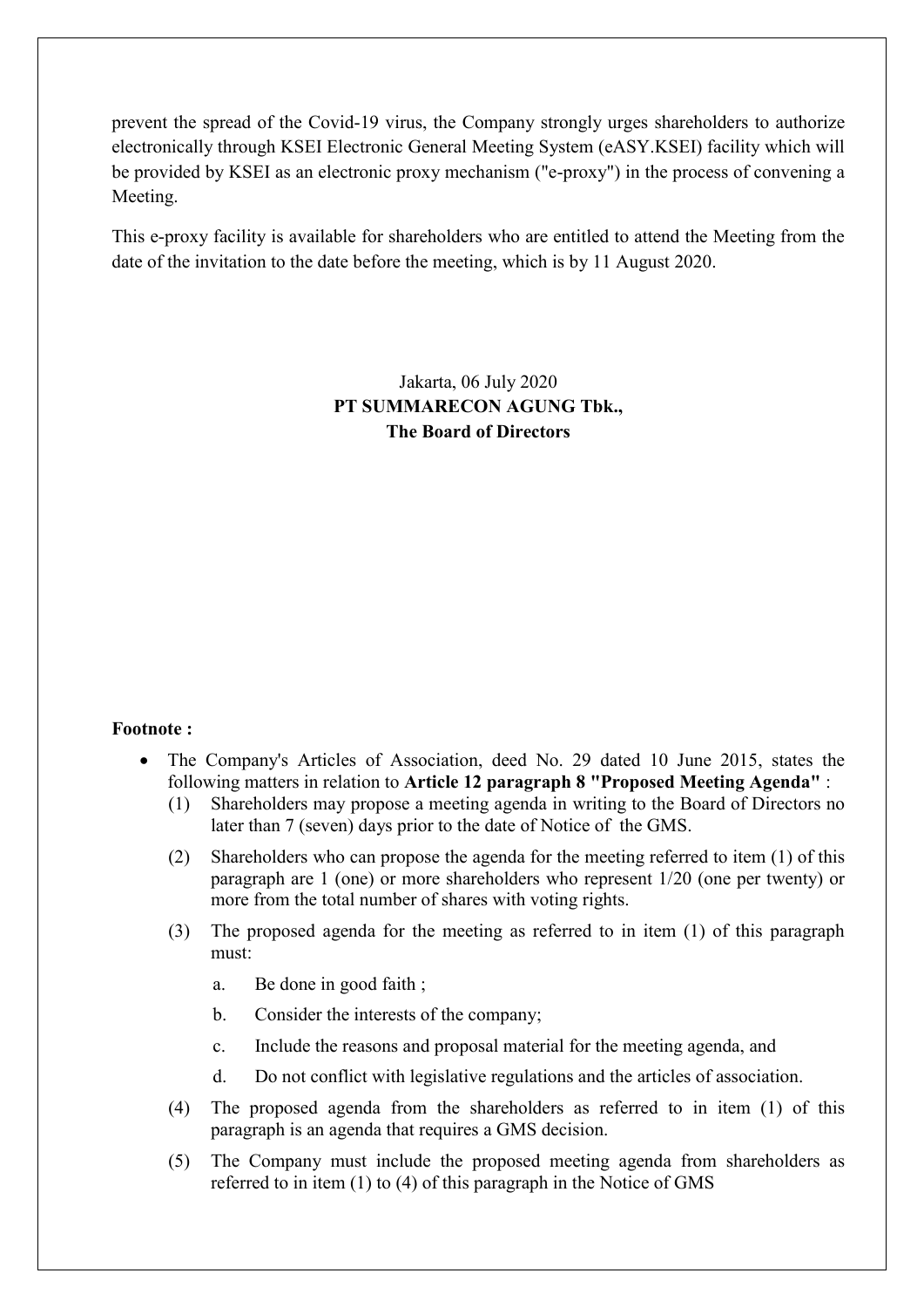prevent the spread of the Covid-19 virus, the Company strongly urges shareholders to authorize electronically through KSEI Electronic General Meeting System (eASY.KSEI) facility which will be provided by KSEI as an electronic proxy mechanism ("e-proxy") in the process of convening a Meeting.

This e-proxy facility is available for shareholders who are entitled to attend the Meeting from the date of the invitation to the date before the meeting, which is by 11 August 2020.

Jakarta, 06 July 2020
**PT SUMMARECON AGUNG Tbk.,**
**The Board of Directors**

**Footnote :**

- The Company's Articles of Association, deed No. 29 dated 10 June 2015, states the following matters in relation to **Article 12 paragraph 8 "Proposed Meeting Agenda"** :
  - (1) Shareholders may propose a meeting agenda in writing to the Board of Directors no later than 7 (seven) days prior to the date of Notice of the GMS.
  - (2) Shareholders who can propose the agenda for the meeting referred to item (1) of this paragraph are 1 (one) or more shareholders who represent 1/20 (one per twenty) or more from the total number of shares with voting rights.
  - (3) The proposed agenda for the meeting as referred to in item (1) of this paragraph must:
    - a. Be done in good faith ;
    - b. Consider the interests of the company;
    - c. Include the reasons and proposal material for the meeting agenda, and
    - d. Do not conflict with legislative regulations and the articles of association.
  - (4) The proposed agenda from the shareholders as referred to in item (1) of this paragraph is an agenda that requires a GMS decision.
  - (5) The Company must include the proposed meeting agenda from shareholders as referred to in item (1) to (4) of this paragraph in the Notice of GMS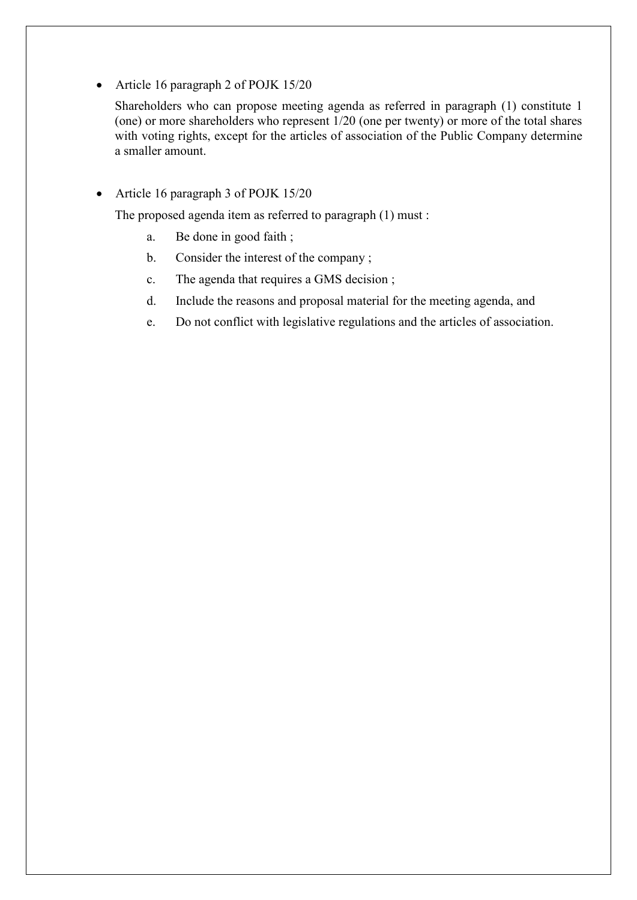- Article 16 paragraph 2 of POJK 15/20

  Shareholders who can propose meeting agenda as referred in paragraph (1) constitute 1 (one) or more shareholders who represent 1/20 (one per twenty) or more of the total shares with voting rights, except for the articles of association of the Public Company determine a smaller amount.

- Article 16 paragraph 3 of POJK 15/20

  The proposed agenda item as referred to paragraph (1) must :

  a. Be done in good faith ;
  b. Consider the interest of the company ;
  c. The agenda that requires a GMS decision ;
  d. Include the reasons and proposal material for the meeting agenda, and
  e. Do not conflict with legislative regulations and the articles of association.